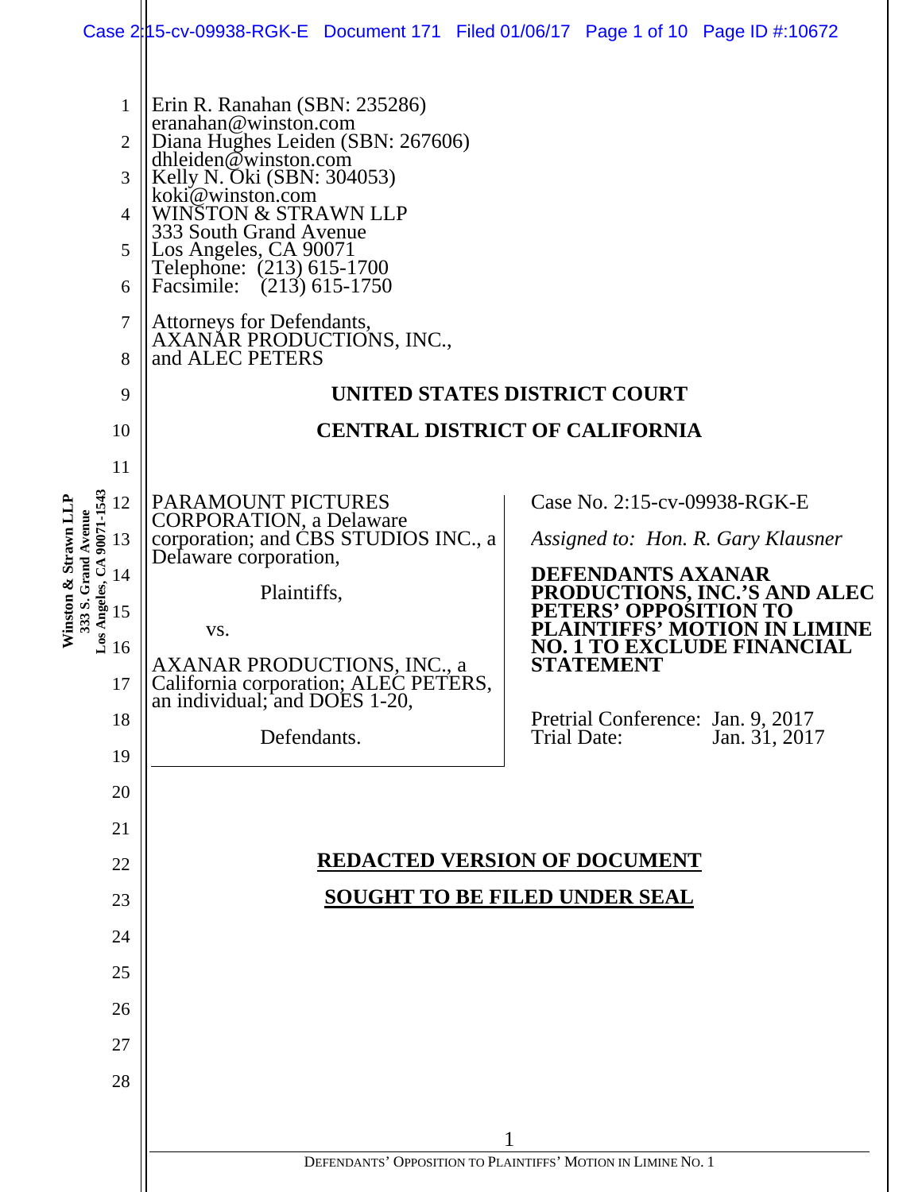Erin R. Ranahan (SBN: 235286)
eranahan@winston.com
Diana Hughes Leiden (SBN: 267606)
dhleiden@winston.com
Kelly N. Oki (SBN: 304053)
koki@winston.com
WINSTON & STRAWN LLP
333 South Grand Avenue
Los Angeles, CA 90071
Telephone: (213) 615-1700
Facsimile: (213) 615-1750

Attorneys for Defendants,
AXANAR PRODUCTIONS, INC.,
and ALEC PETERS

**UNITED STATES DISTRICT COURT**

**CENTRAL DISTRICT OF CALIFORNIA**

PARAMOUNT PICTURES CORPORATION, a Delaware corporation; and CBS STUDIOS INC., a Delaware corporation,

Plaintiffs,

vs.

AXANAR PRODUCTIONS, INC., a California corporation; ALEC PETERS, an individual; and DOES 1-20,

Defendants.

Case No. 2:15-cv-09938-RGK-E

*Assigned to: Hon. R. Gary Klausner*

**DEFENDANTS AXANAR PRODUCTIONS, INC.'S AND ALEC PETERS' OPPOSITION TO PLAINTIFFS' MOTION IN LIMINE NO. 1 TO EXCLUDE FINANCIAL STATEMENT**

Pretrial Conference: Jan. 9, 2017
Trial Date: Jan. 31, 2017

**REDACTED VERSION OF DOCUMENT SOUGHT TO BE FILED UNDER SEAL**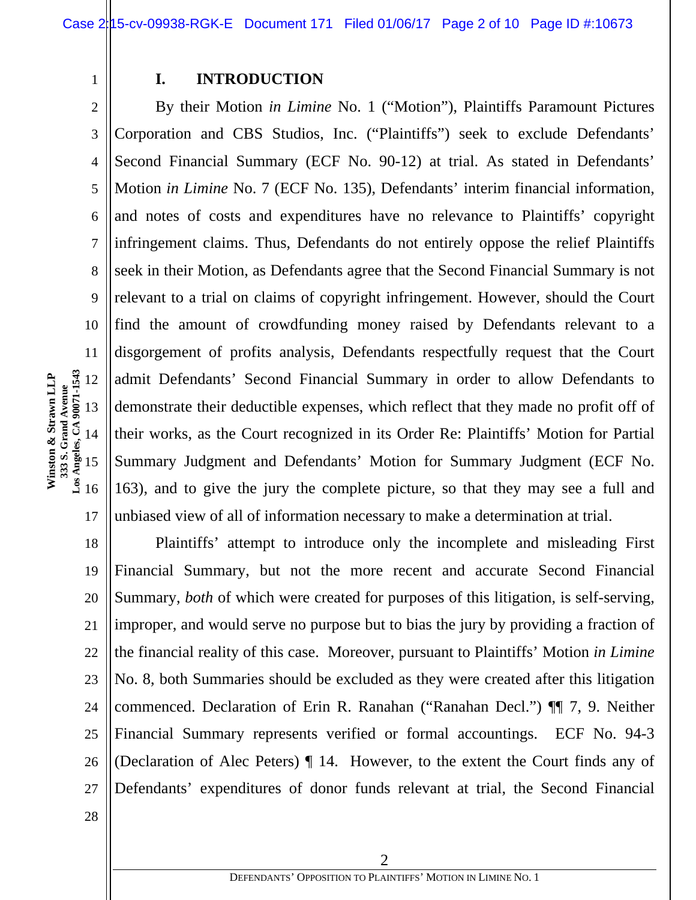## I. INTRODUCTION

By their Motion *in Limine* No. 1 ("Motion"), Plaintiffs Paramount Pictures Corporation and CBS Studios, Inc. ("Plaintiffs") seek to exclude Defendants' Second Financial Summary (ECF No. 90-12) at trial. As stated in Defendants' Motion *in Limine* No. 7 (ECF No. 135), Defendants' interim financial information, and notes of costs and expenditures have no relevance to Plaintiffs' copyright infringement claims. Thus, Defendants do not entirely oppose the relief Plaintiffs seek in their Motion, as Defendants agree that the Second Financial Summary is not relevant to a trial on claims of copyright infringement. However, should the Court find the amount of crowdfunding money raised by Defendants relevant to a disgorgement of profits analysis, Defendants respectfully request that the Court admit Defendants' Second Financial Summary in order to allow Defendants to demonstrate their deductible expenses, which reflect that they made no profit off of their works, as the Court recognized in its Order Re: Plaintiffs' Motion for Partial Summary Judgment and Defendants' Motion for Summary Judgment (ECF No. 163), and to give the jury the complete picture, so that they may see a full and unbiased view of all of information necessary to make a determination at trial.

Plaintiffs' attempt to introduce only the incomplete and misleading First Financial Summary, but not the more recent and accurate Second Financial Summary, *both* of which were created for purposes of this litigation, is self-serving, improper, and would serve no purpose but to bias the jury by providing a fraction of the financial reality of this case. Moreover, pursuant to Plaintiffs' Motion *in Limine* No. 8, both Summaries should be excluded as they were created after this litigation commenced. Declaration of Erin R. Ranahan ("Ranahan Decl.") ¶¶ 7, 9. Neither Financial Summary represents verified or formal accountings. ECF No. 94-3 (Declaration of Alec Peters) ¶ 14. However, to the extent the Court finds any of Defendants' expenditures of donor funds relevant at trial, the Second Financial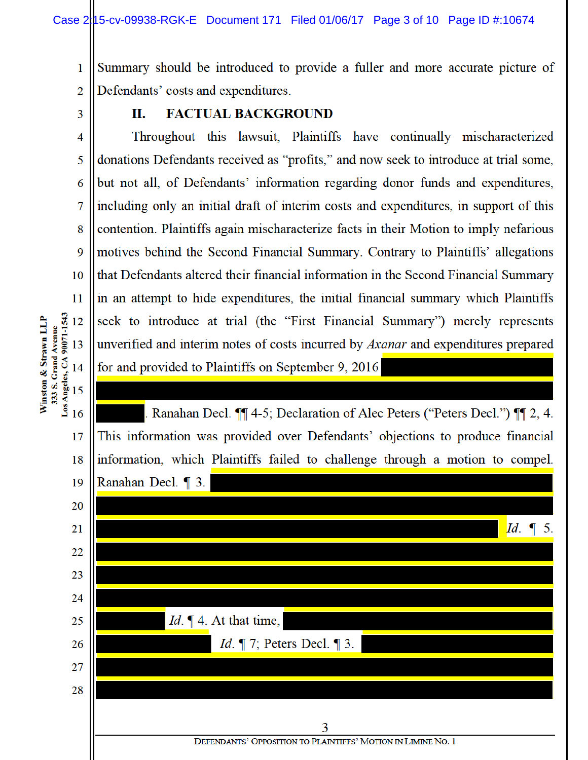Summary should be introduced to provide a fuller and more accurate picture of Defendants' costs and expenditures.

## II. FACTUAL BACKGROUND

Throughout this lawsuit, Plaintiffs have continually mischaracterized donations Defendants received as "profits," and now seek to introduce at trial some, but not all, of Defendants' information regarding donor funds and expenditures, including only an initial draft of interim costs and expenditures, in support of this contention. Plaintiffs again mischaracterize facts in their Motion to imply nefarious motives behind the Second Financial Summary. Contrary to Plaintiffs' allegations that Defendants altered their financial information in the Second Financial Summary in an attempt to hide expenditures, the initial financial summary which Plaintiffs seek to introduce at trial (the "First Financial Summary") merely represents unverified and interim notes of costs incurred by *Axanar* and expenditures prepared for and provided to Plaintiffs on September 9, 2016 [REDACTED]. Ranahan Decl. ¶¶ 4-5; Declaration of Alec Peters ("Peters Decl.") ¶¶ 2, 4. This information was provided over Defendants' objections to produce financial information, which Plaintiffs failed to challenge through a motion to compel. Ranahan Decl. ¶ 3. [REDACTED] *Id.* ¶ 5. [REDACTED] *Id.* ¶ 4. At that time, [REDACTED] *Id.* ¶ 7; Peters Decl. ¶ 3. [REDACTED]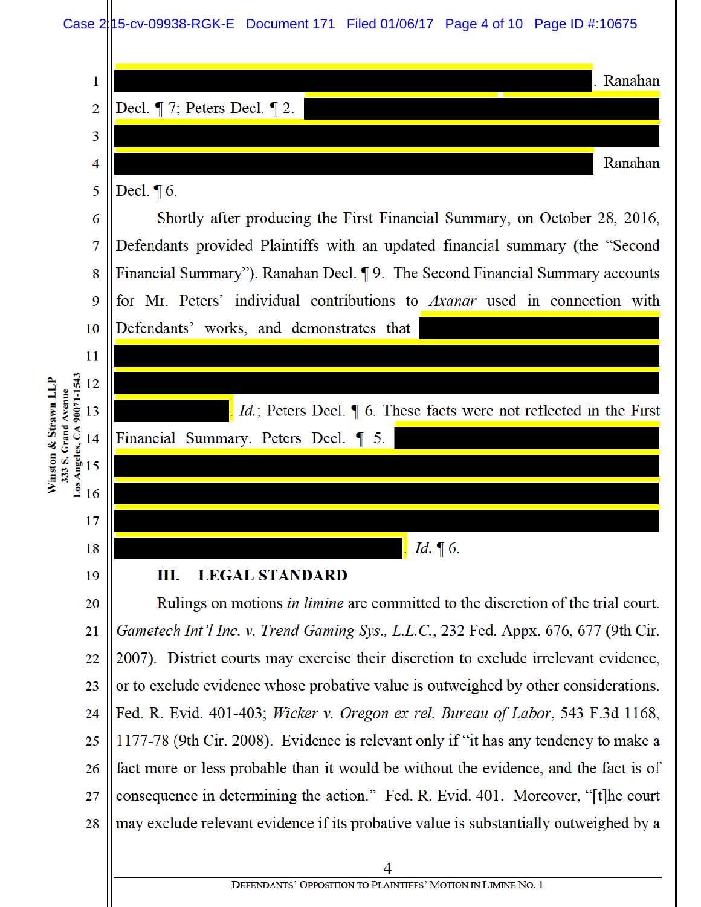[REDACTED]. Ranahan Decl. ¶ 7; Peters Decl. ¶ 2. [REDACTED] Ranahan Decl. ¶ 6.

Shortly after producing the First Financial Summary, on October 28, 2016, Defendants provided Plaintiffs with an updated financial summary (the "Second Financial Summary"). Ranahan Decl. ¶ 9. The Second Financial Summary accounts for Mr. Peters' individual contributions to *Axanar* used in connection with Defendants' works, and demonstrates that [REDACTED]. *Id.*; Peters Decl. ¶ 6. These facts were not reflected in the First Financial Summary. Peters Decl. ¶ 5. [REDACTED]. *Id.* ¶ 6.

## III. LEGAL STANDARD

Rulings on motions *in limine* are committed to the discretion of the trial court. *Gametech Int'l Inc. v. Trend Gaming Sys., L.L.C.*, 232 Fed. Appx. 676, 677 (9th Cir. 2007). District courts may exercise their discretion to exclude irrelevant evidence, or to exclude evidence whose probative value is outweighed by other considerations. Fed. R. Evid. 401-403; *Wicker v. Oregon ex rel. Bureau of Labor*, 543 F.3d 1168, 1177-78 (9th Cir. 2008). Evidence is relevant only if "it has any tendency to make a fact more or less probable than it would be without the evidence, and the fact is of consequence in determining the action." Fed. R. Evid. 401. Moreover, "[t]he court may exclude relevant evidence if its probative value is substantially outweighed by a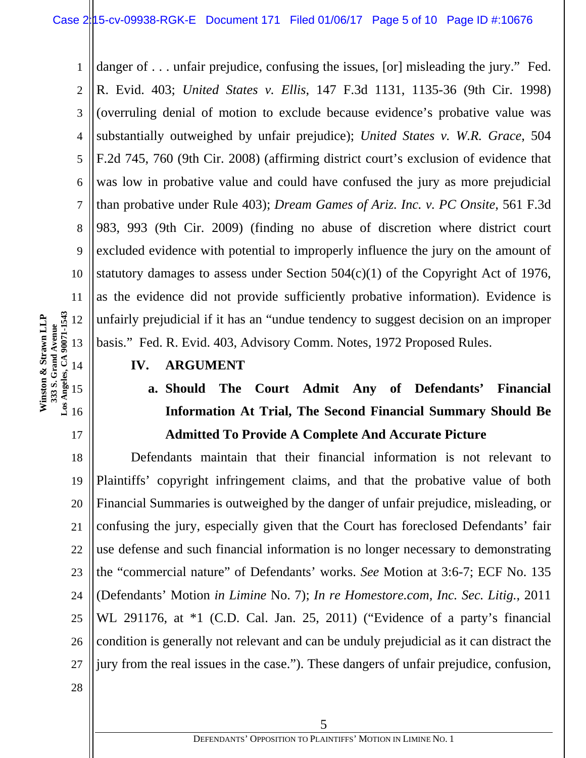danger of . . . unfair prejudice, confusing the issues, [or] misleading the jury." Fed. R. Evid. 403; *United States v. Ellis*, 147 F.3d 1131, 1135-36 (9th Cir. 1998) (overruling denial of motion to exclude because evidence's probative value was substantially outweighed by unfair prejudice); *United States v. W.R. Grace*, 504 F.2d 745, 760 (9th Cir. 2008) (affirming district court's exclusion of evidence that was low in probative value and could have confused the jury as more prejudicial than probative under Rule 403); *Dream Games of Ariz. Inc. v. PC Onsite*, 561 F.3d 983, 993 (9th Cir. 2009) (finding no abuse of discretion where district court excluded evidence with potential to improperly influence the jury on the amount of statutory damages to assess under Section 504(c)(1) of the Copyright Act of 1976, as the evidence did not provide sufficiently probative information). Evidence is unfairly prejudicial if it has an "undue tendency to suggest decision on an improper basis." Fed. R. Evid. 403, Advisory Comm. Notes, 1972 Proposed Rules.

## IV. ARGUMENT

### a. Should The Court Admit Any of Defendants' Financial Information At Trial, The Second Financial Summary Should Be Admitted To Provide A Complete And Accurate Picture

Defendants maintain that their financial information is not relevant to Plaintiffs' copyright infringement claims, and that the probative value of both Financial Summaries is outweighed by the danger of unfair prejudice, misleading, or confusing the jury, especially given that the Court has foreclosed Defendants' fair use defense and such financial information is no longer necessary to demonstrating the "commercial nature" of Defendants' works. *See* Motion at 3:6-7; ECF No. 135 (Defendants' Motion *in Limine* No. 7); *In re Homestore.com, Inc. Sec. Litig.*, 2011 WL 291176, at *1 (C.D. Cal. Jan. 25, 2011) ("Evidence of a party's financial condition is generally not relevant and can be unduly prejudicial as it can distract the jury from the real issues in the case."). These dangers of unfair prejudice, confusion,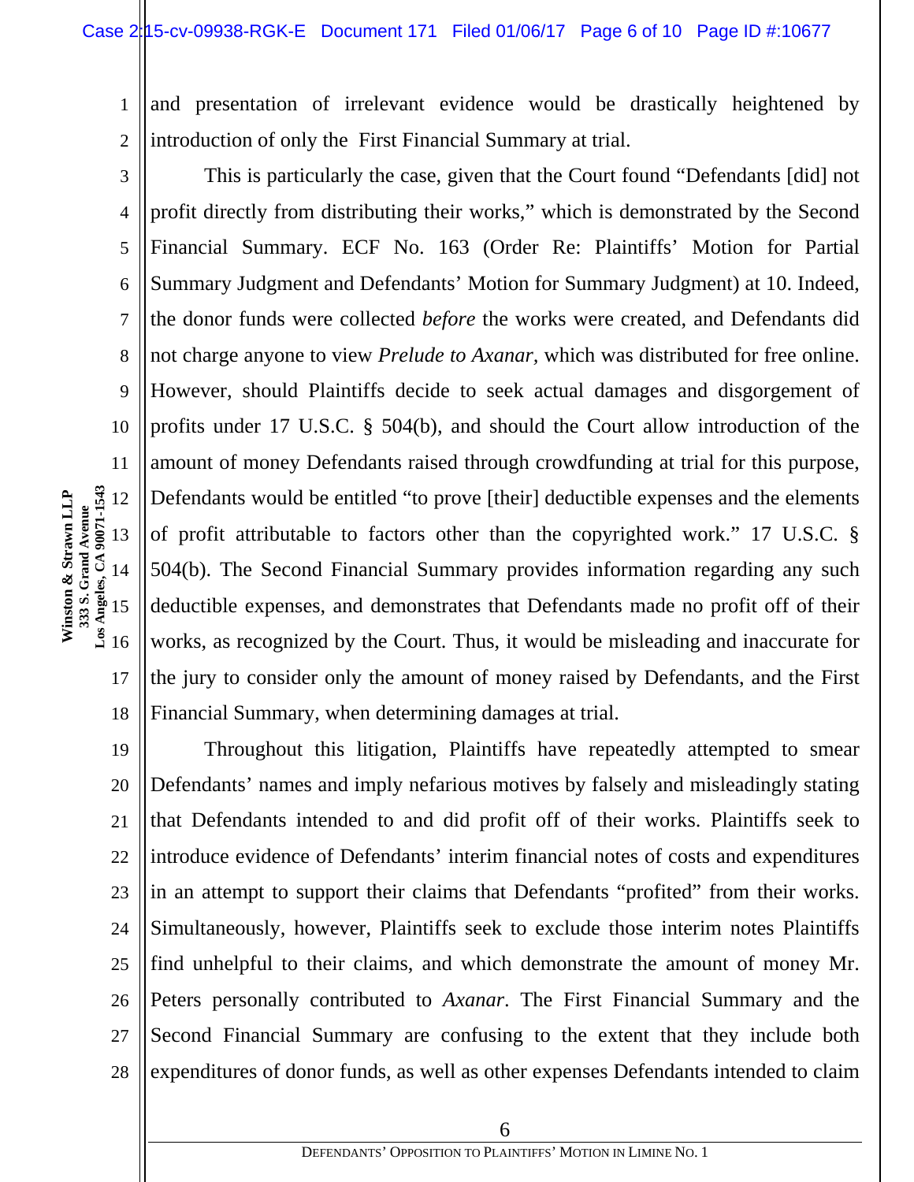and presentation of irrelevant evidence would be drastically heightened by introduction of only the First Financial Summary at trial.

This is particularly the case, given that the Court found "Defendants [did] not profit directly from distributing their works," which is demonstrated by the Second Financial Summary. ECF No. 163 (Order Re: Plaintiffs' Motion for Partial Summary Judgment and Defendants' Motion for Summary Judgment) at 10. Indeed, the donor funds were collected *before* the works were created, and Defendants did not charge anyone to view *Prelude to Axanar*, which was distributed for free online. However, should Plaintiffs decide to seek actual damages and disgorgement of profits under 17 U.S.C. § 504(b), and should the Court allow introduction of the amount of money Defendants raised through crowdfunding at trial for this purpose, Defendants would be entitled "to prove [their] deductible expenses and the elements of profit attributable to factors other than the copyrighted work." 17 U.S.C. § 504(b). The Second Financial Summary provides information regarding any such deductible expenses, and demonstrates that Defendants made no profit off of their works, as recognized by the Court. Thus, it would be misleading and inaccurate for the jury to consider only the amount of money raised by Defendants, and the First Financial Summary, when determining damages at trial.

Throughout this litigation, Plaintiffs have repeatedly attempted to smear Defendants' names and imply nefarious motives by falsely and misleadingly stating that Defendants intended to and did profit off of their works. Plaintiffs seek to introduce evidence of Defendants' interim financial notes of costs and expenditures in an attempt to support their claims that Defendants "profited" from their works. Simultaneously, however, Plaintiffs seek to exclude those interim notes Plaintiffs find unhelpful to their claims, and which demonstrate the amount of money Mr. Peters personally contributed to *Axanar*. The First Financial Summary and the Second Financial Summary are confusing to the extent that they include both expenditures of donor funds, as well as other expenses Defendants intended to claim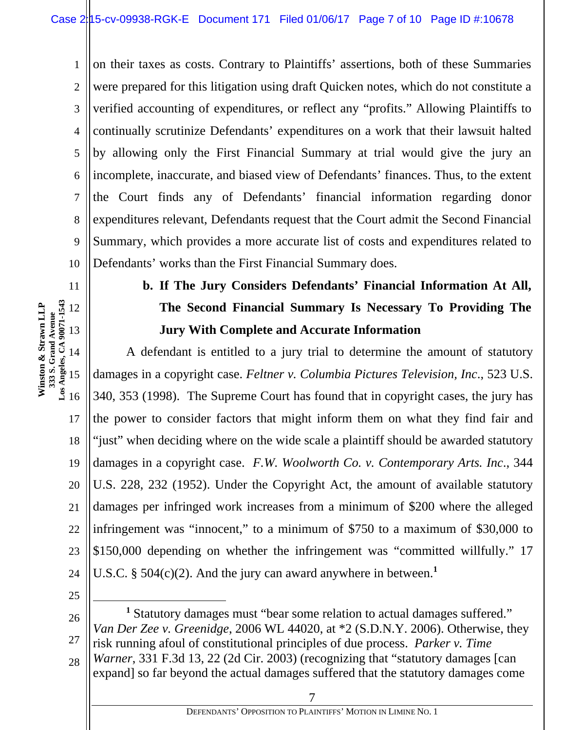on their taxes as costs. Contrary to Plaintiffs' assertions, both of these Summaries were prepared for this litigation using draft Quicken notes, which do not constitute a verified accounting of expenditures, or reflect any "profits." Allowing Plaintiffs to continually scrutinize Defendants' expenditures on a work that their lawsuit halted by allowing only the First Financial Summary at trial would give the jury an incomplete, inaccurate, and biased view of Defendants' finances. Thus, to the extent the Court finds any of Defendants' financial information regarding donor expenditures relevant, Defendants request that the Court admit the Second Financial Summary, which provides a more accurate list of costs and expenditures related to Defendants' works than the First Financial Summary does.

**b. If The Jury Considers Defendants' Financial Information At All, The Second Financial Summary Is Necessary To Providing The Jury With Complete and Accurate Information**

A defendant is entitled to a jury trial to determine the amount of statutory damages in a copyright case. *Feltner v. Columbia Pictures Television, Inc*., 523 U.S. 340, 353 (1998). The Supreme Court has found that in copyright cases, the jury has the power to consider factors that might inform them on what they find fair and "just" when deciding where on the wide scale a plaintiff should be awarded statutory damages in a copyright case. *F.W. Woolworth Co. v. Contemporary Arts. Inc*., 344 U.S. 228, 232 (1952). Under the Copyright Act, the amount of available statutory damages per infringed work increases from a minimum of $200 where the alleged infringement was "innocent," to a minimum of $750 to a maximum of $30,000 to $150,000 depending on whether the infringement was "committed willfully." 17 U.S.C. § 504(c)(2). And the jury can award anywhere in between.[1]

---

[1] Statutory damages must "bear some relation to actual damages suffered." *Van Der Zee v. Greenidge*, 2006 WL 44020, at *2 (S.D.N.Y. 2006). Otherwise, they risk running afoul of constitutional principles of due process. *Parker v. Time Warner*, 331 F.3d 13, 22 (2d Cir. 2003) (recognizing that "statutory damages [can expand] so far beyond the actual damages suffered that the statutory damages come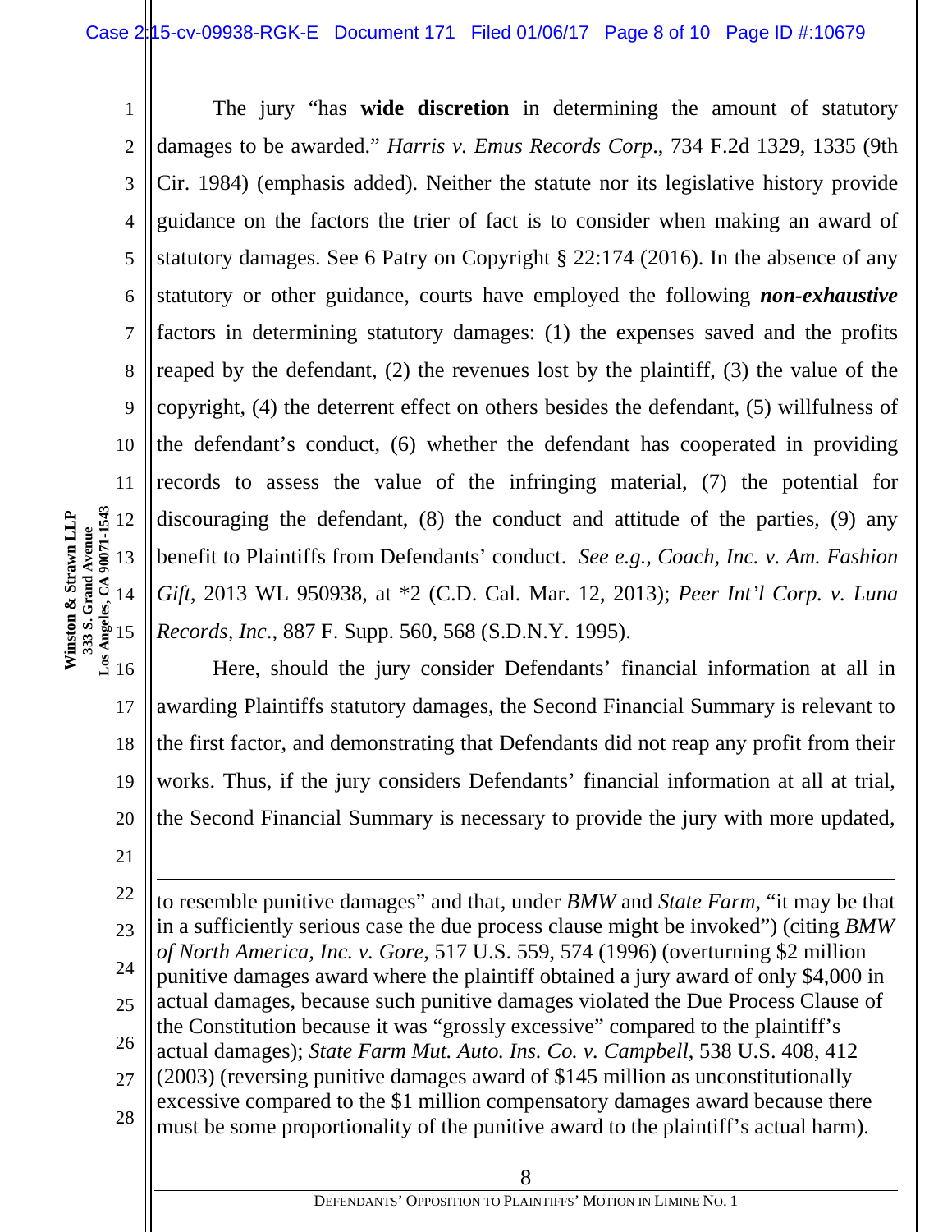The jury "has **wide discretion** in determining the amount of statutory damages to be awarded." *Harris v. Emus Records Corp*., 734 F.2d 1329, 1335 (9th Cir. 1984) (emphasis added). Neither the statute nor its legislative history provide guidance on the factors the trier of fact is to consider when making an award of statutory damages. See 6 Patry on Copyright § 22:174 (2016). In the absence of any statutory or other guidance, courts have employed the following ***non-exhaustive*** factors in determining statutory damages: (1) the expenses saved and the profits reaped by the defendant, (2) the revenues lost by the plaintiff, (3) the value of the copyright, (4) the deterrent effect on others besides the defendant, (5) willfulness of the defendant's conduct, (6) whether the defendant has cooperated in providing records to assess the value of the infringing material, (7) the potential for discouraging the defendant, (8) the conduct and attitude of the parties, (9) any benefit to Plaintiffs from Defendants' conduct. *See e.g., Coach, Inc. v. Am. Fashion Gift*, 2013 WL 950938, at *2 (C.D. Cal. Mar. 12, 2013); *Peer Int'l Corp. v. Luna Records, Inc.*, 887 F. Supp. 560, 568 (S.D.N.Y. 1995).

Here, should the jury consider Defendants' financial information at all in awarding Plaintiffs statutory damages, the Second Financial Summary is relevant to the first factor, and demonstrating that Defendants did not reap any profit from their works. Thus, if the jury considers Defendants' financial information at all at trial, the Second Financial Summary is necessary to provide the jury with more updated,

---

to resemble punitive damages" and that, under *BMW* and *State Farm*, "it may be that in a sufficiently serious case the due process clause might be invoked") (citing *BMW of North America, Inc. v. Gore*, 517 U.S. 559, 574 (1996) (overturning $2 million punitive damages award where the plaintiff obtained a jury award of only $4,000 in actual damages, because such punitive damages violated the Due Process Clause of the Constitution because it was "grossly excessive" compared to the plaintiff's actual damages); *State Farm Mut. Auto. Ins. Co. v. Campbell*, 538 U.S. 408, 412 (2003) (reversing punitive damages award of $145 million as unconstitutionally excessive compared to the $1 million compensatory damages award because there must be some proportionality of the punitive award to the plaintiff's actual harm).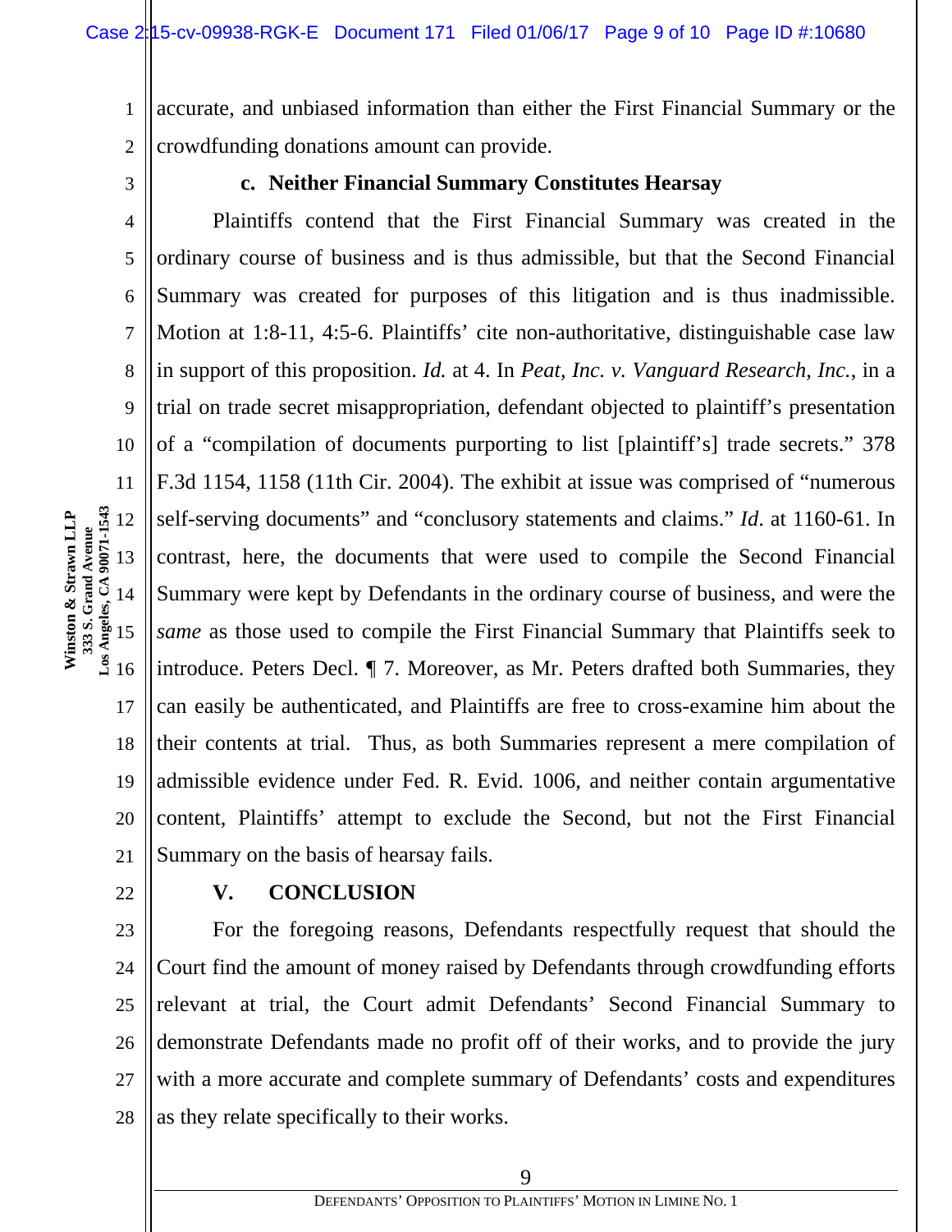accurate, and unbiased information than either the First Financial Summary or the crowdfunding donations amount can provide.

### c. Neither Financial Summary Constitutes Hearsay

Plaintiffs contend that the First Financial Summary was created in the ordinary course of business and is thus admissible, but that the Second Financial Summary was created for purposes of this litigation and is thus inadmissible. Motion at 1:8-11, 4:5-6. Plaintiffs' cite non-authoritative, distinguishable case law in support of this proposition. *Id.* at 4. In *Peat, Inc. v. Vanguard Research, Inc.*, in a trial on trade secret misappropriation, defendant objected to plaintiff's presentation of a "compilation of documents purporting to list [plaintiff's] trade secrets." 378 F.3d 1154, 1158 (11th Cir. 2004). The exhibit at issue was comprised of "numerous self-serving documents" and "conclusory statements and claims." *Id.* at 1160-61. In contrast, here, the documents that were used to compile the Second Financial Summary were kept by Defendants in the ordinary course of business, and were the *same* as those used to compile the First Financial Summary that Plaintiffs seek to introduce. Peters Decl. ¶ 7. Moreover, as Mr. Peters drafted both Summaries, they can easily be authenticated, and Plaintiffs are free to cross-examine him about the their contents at trial. Thus, as both Summaries represent a mere compilation of admissible evidence under Fed. R. Evid. 1006, and neither contain argumentative content, Plaintiffs' attempt to exclude the Second, but not the First Financial Summary on the basis of hearsay fails.

## V. CONCLUSION

For the foregoing reasons, Defendants respectfully request that should the Court find the amount of money raised by Defendants through crowdfunding efforts relevant at trial, the Court admit Defendants' Second Financial Summary to demonstrate Defendants made no profit off of their works, and to provide the jury with a more accurate and complete summary of Defendants' costs and expenditures as they relate specifically to their works.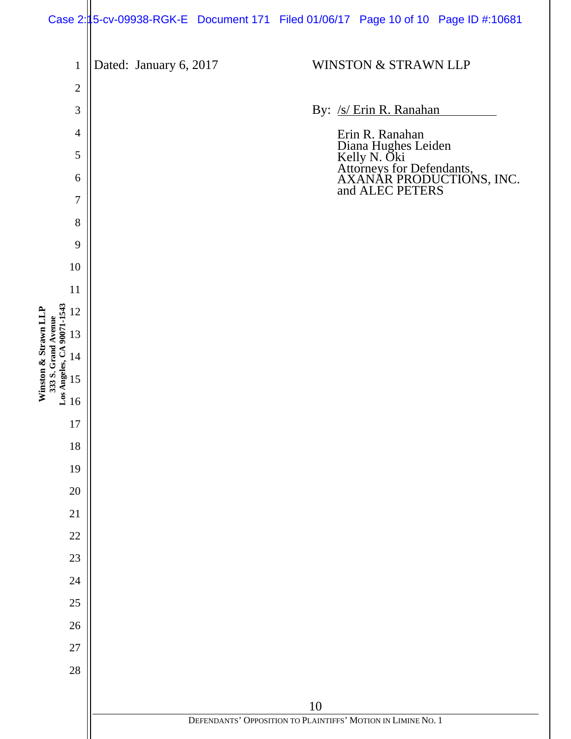Dated: January 6, 2017

WINSTON & STRAWN LLP

By: /s/ Erin R. Ranahan

Erin R. Ranahan
Diana Hughes Leiden
Kelly N. Oki
Attorneys for Defendants,
AXANAR PRODUCTIONS, INC.
and ALEC PETERS